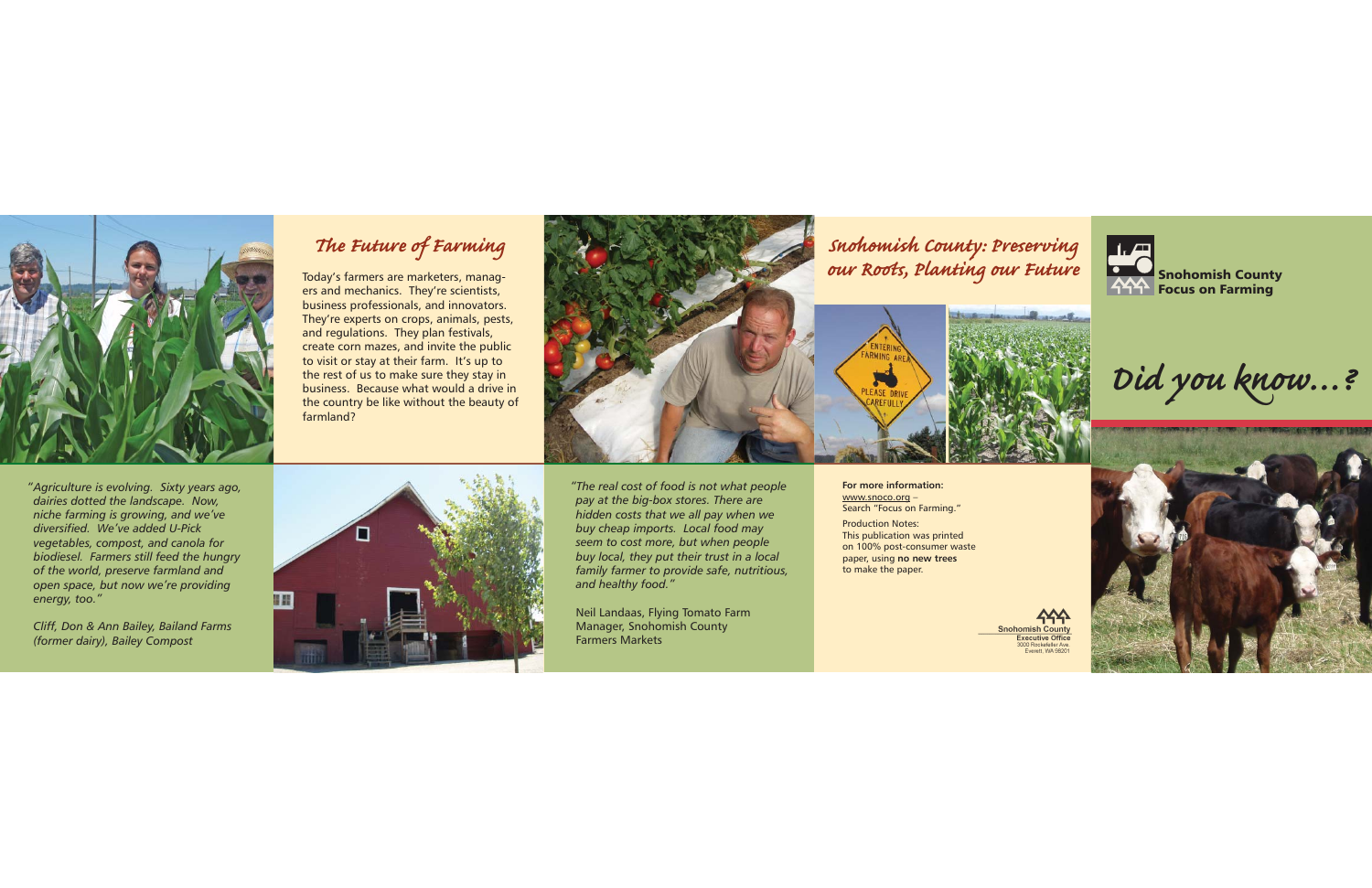## The Future of Farming

Today's farmers are marketers, managers and mechanics. They're scientists, business professionals, and innovators. They're experts on crops, animals, pests, and regulations. They plan festivals, create corn mazes, and invite the public to visit or stay at their farm. It's up to the rest of us to make sure they stay in business. Because what would a drive in the country be like without the beauty of farmland?

*"Agriculture is evolving. Sixty years ago, dairies dotted the landscape. Now, niche farming is growing, and we've diversified. We've added U-Pick vegetables, compost, and canola for biodiesel. Farmers still feed the hungry of the world, preserve farmland and open space, but now we're providing energy, too."*

*Cliff, Don & Ann Bailey, Bailand Farms (former dairy), Bailey Compost*

*"The real cost of food is not what people pay at the big-box stores. There are hidden costs that we all pay when we buy cheap imports. Local food may seem to cost more, but when people buy local, they put their trust in a local family farmer to provide safe, nutritious, and healthy food."*

Neil Landaas, Flying Tomato Farm Manager, Snohomish County Farmers Markets

## Snohomish County: Preserving our Roots, Planting our Future

**For more information:**
www.snoco.org – Search "Focus on Farming."

Production Notes:
This publication was printed on 100% post-consumer waste paper, using **no new trees** to make the paper.

Snohomish County
Executive Office
3000 Rockefeller Ave.
Everett, WA 98201

**Snohomish County Focus on Farming**

# Did you know...?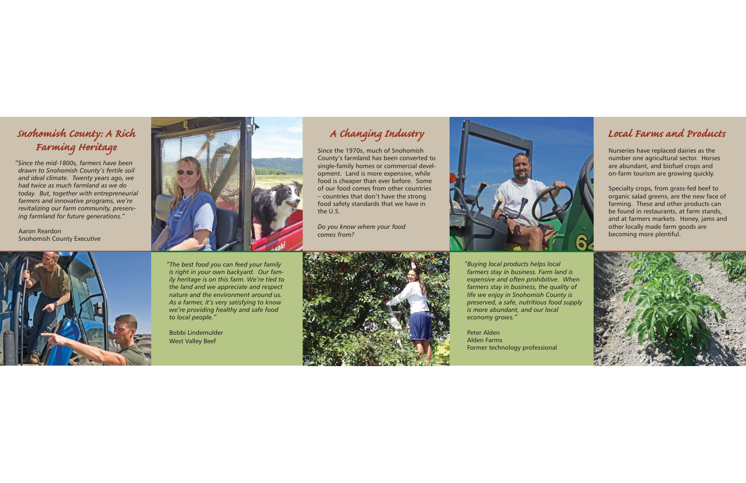## Snohomish County: A Rich Farming Heritage

*"Since the mid-1800s, farmers have been drawn to Snohomish County's fertile soil and ideal climate. Twenty years ago, we had twice as much farmland as we do today. But, together with entrepreneurial farmers and innovative programs, we're revitalizing our farm community, preserving farmland for future generations."*

Aaron Reardon
Snohomish County Executive

*"The best food you can feed your family is right in your own backyard. Our family heritage is on this farm. We're tied to the land and we appreciate and respect nature and the environment around us. As a farmer, it's very satisfying to know we're providing healthy and safe food to local people."*

Bobbi Lindemulder
West Valley Beef

## A Changing Industry

Since the 1970s, much of Snohomish County's farmland has been converted to single-family homes or commercial development. Land is more expensive, while food is cheaper than ever before. Some of our food comes from other countries – countries that don't have the strong food safety standards that we have in the U.S.

*Do you know where your food comes from?*

*"Buying local products helps local farmers stay in business. Farm land is expensive and often prohibitive. When farmers stay in business, the quality of life we enjoy in Snohomish County is preserved, a safe, nutritious food supply is more abundant, and our local economy grows."*

Peter Alden
Alden Farms
Former technology professional

## Local Farms and Products

Nurseries have replaced dairies as the number one agricultural sector. Horses are abundant, and biofuel crops and on-farm tourism are growing quickly.

Specialty crops, from grass-fed beef to organic salad greens, are the new face of farming. These and other products can be found in restaurants, at farm stands, and at farmers markets. Honey, jams and other locally made farm goods are becoming more plentiful.